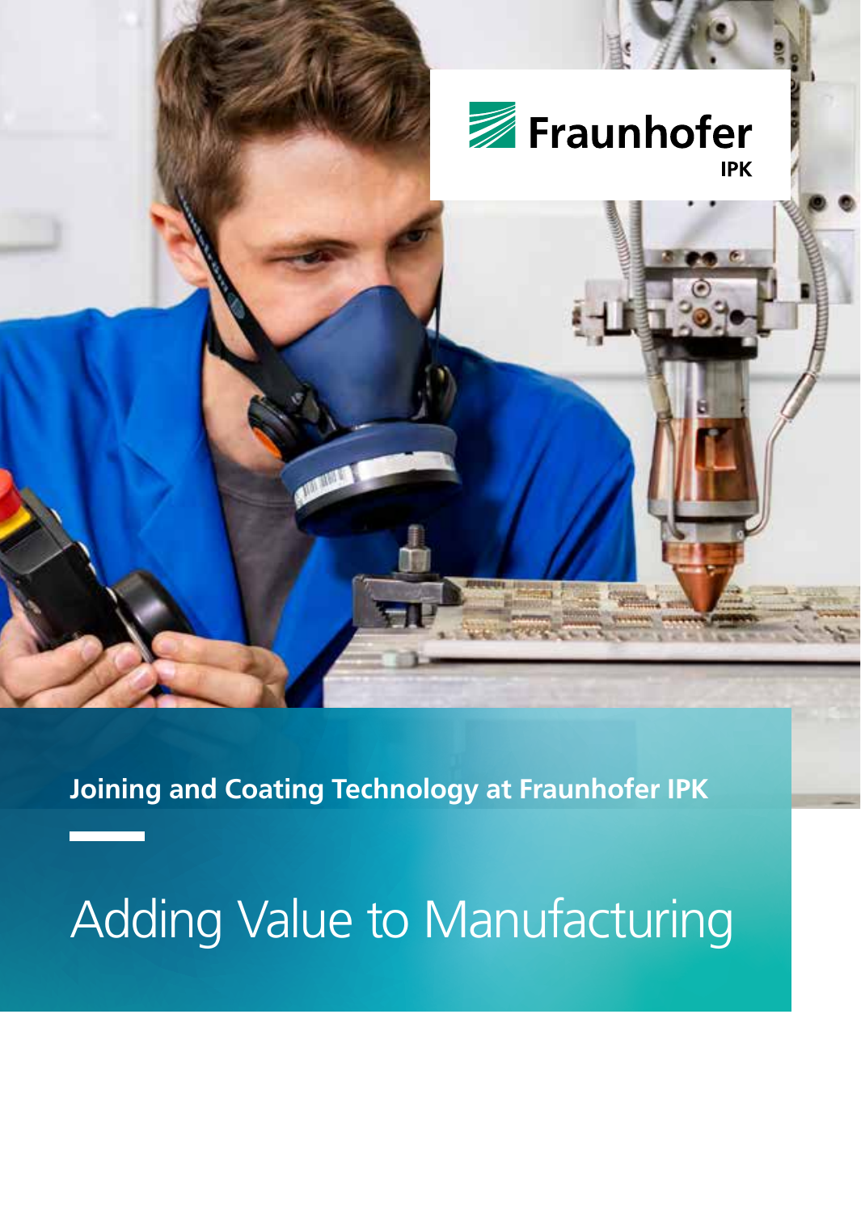Fraunhofer IPK

**Joining and Coating Technology at Fraunhofer IPK**

# Adding Value to Manufacturing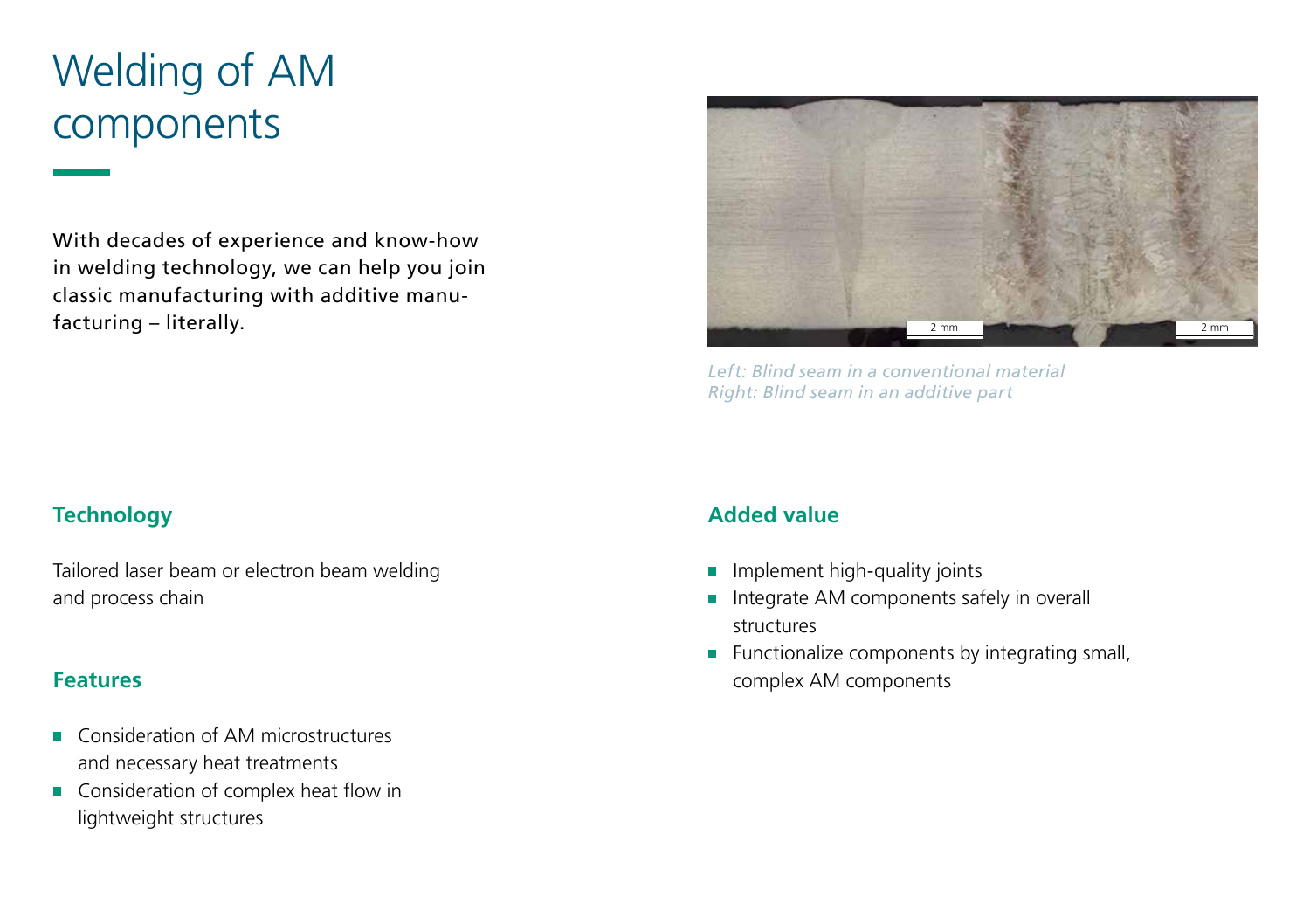# Welding of AM components

With decades of experience and know-how in welding technology, we can help you join classic manufacturing with additive manufacturing – literally.

*Left: Blind seam in a conventional material*
*Right: Blind seam in an additive part*

## Technology

Tailored laser beam or electron beam welding and process chain

## Features

- Consideration of AM microstructures and necessary heat treatments
- Consideration of complex heat flow in lightweight structures

## Added value

- Implement high-quality joints
- Integrate AM components safely in overall structures
- Functionalize components by integrating small, complex AM components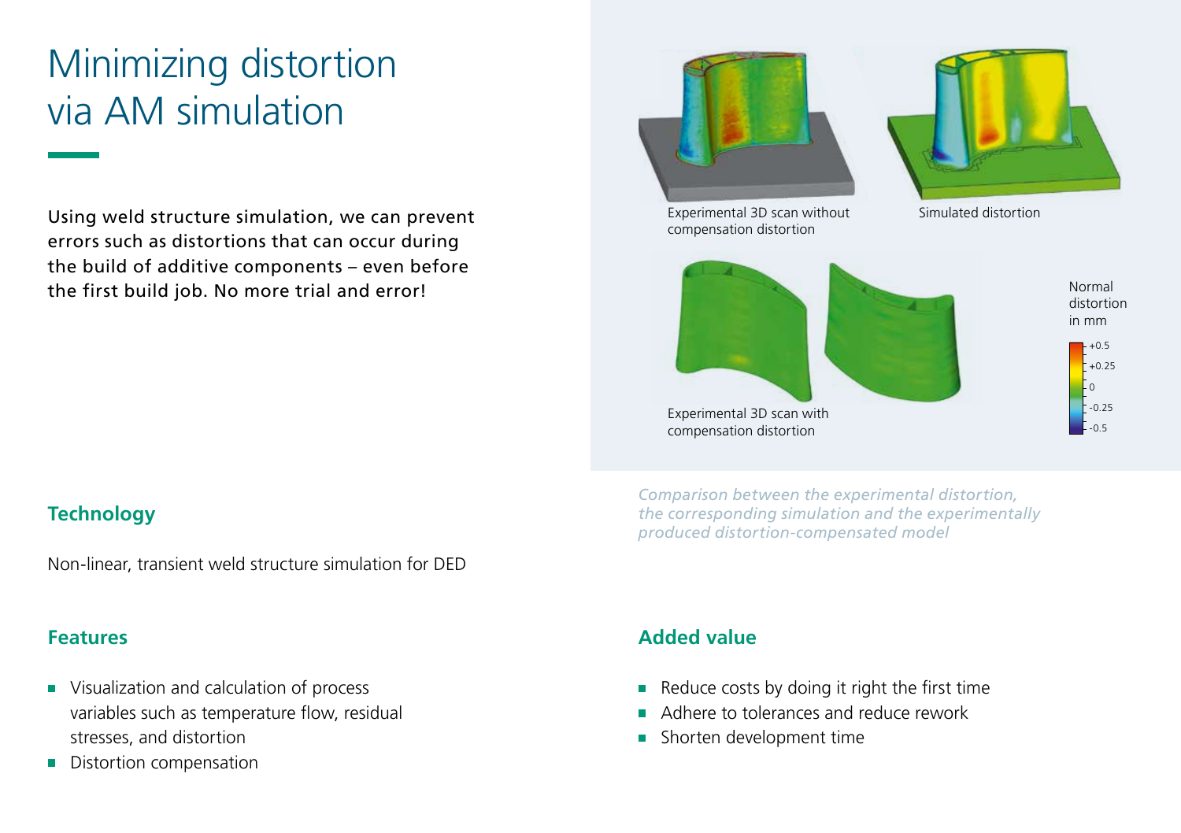# Minimizing distortion via AM simulation

Using weld structure simulation, we can prevent errors such as distortions that can occur during the build of additive components – even before the first build job. No more trial and error!

Experimental 3D scan without compensation distortion

Simulated distortion

Experimental 3D scan with compensation distortion

Normal distortion in mm

+0.5
+0.25
0
-0.25
-0.5

*Comparison between the experimental distortion, the corresponding simulation and the experimentally produced distortion-compensated model*

## Technology

Non-linear, transient weld structure simulation for DED

## Features

- Visualization and calculation of process variables such as temperature flow, residual stresses, and distortion
- Distortion compensation

## Added value

- Reduce costs by doing it right the first time
- Adhere to tolerances and reduce rework
- Shorten development time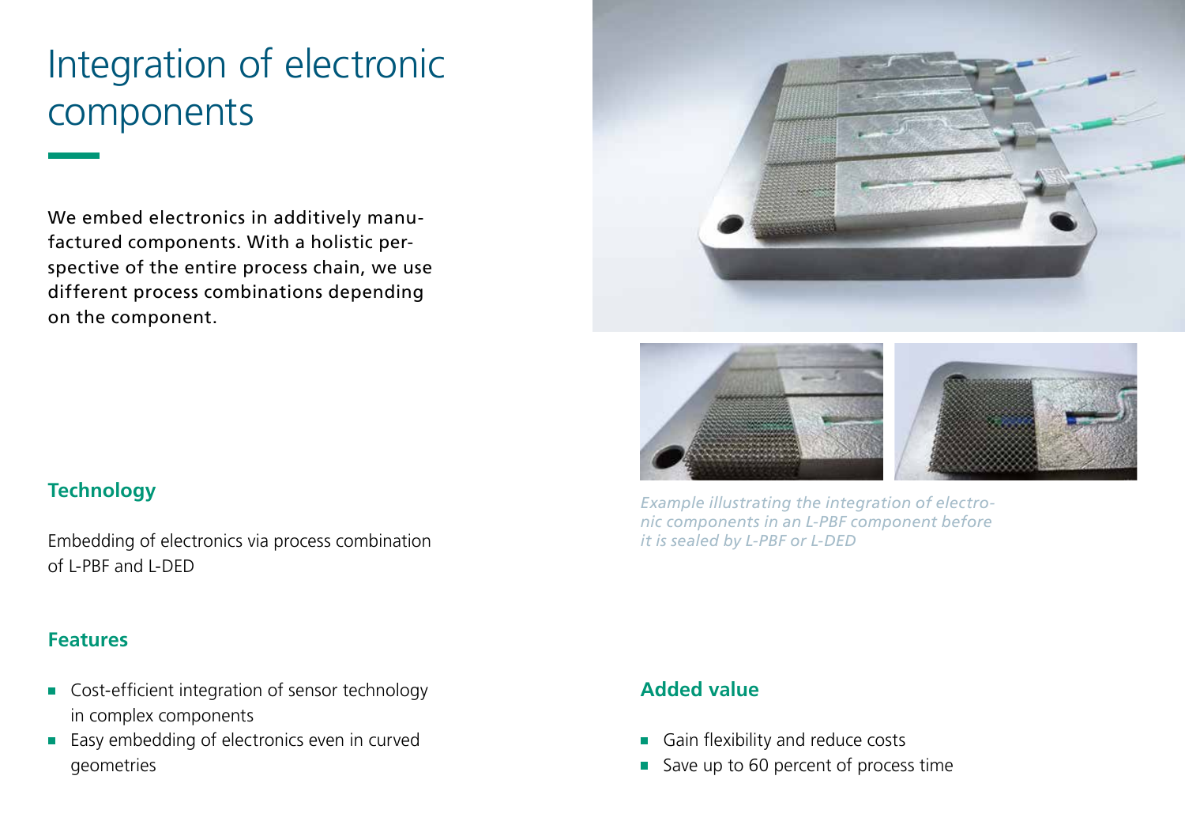# Integration of electronic components

We embed electronics in additively manufactured components. With a holistic perspective of the entire process chain, we use different process combinations depending on the component.

*Example illustrating the integration of electronic components in an L-PBF component before it is sealed by L-PBF or L-DED*

## Technology

Embedding of electronics via process combination of L-PBF and L-DED

## Features

- Cost-efficient integration of sensor technology in complex components
- Easy embedding of electronics even in curved geometries

## Added value

- Gain flexibility and reduce costs
- Save up to 60 percent of process time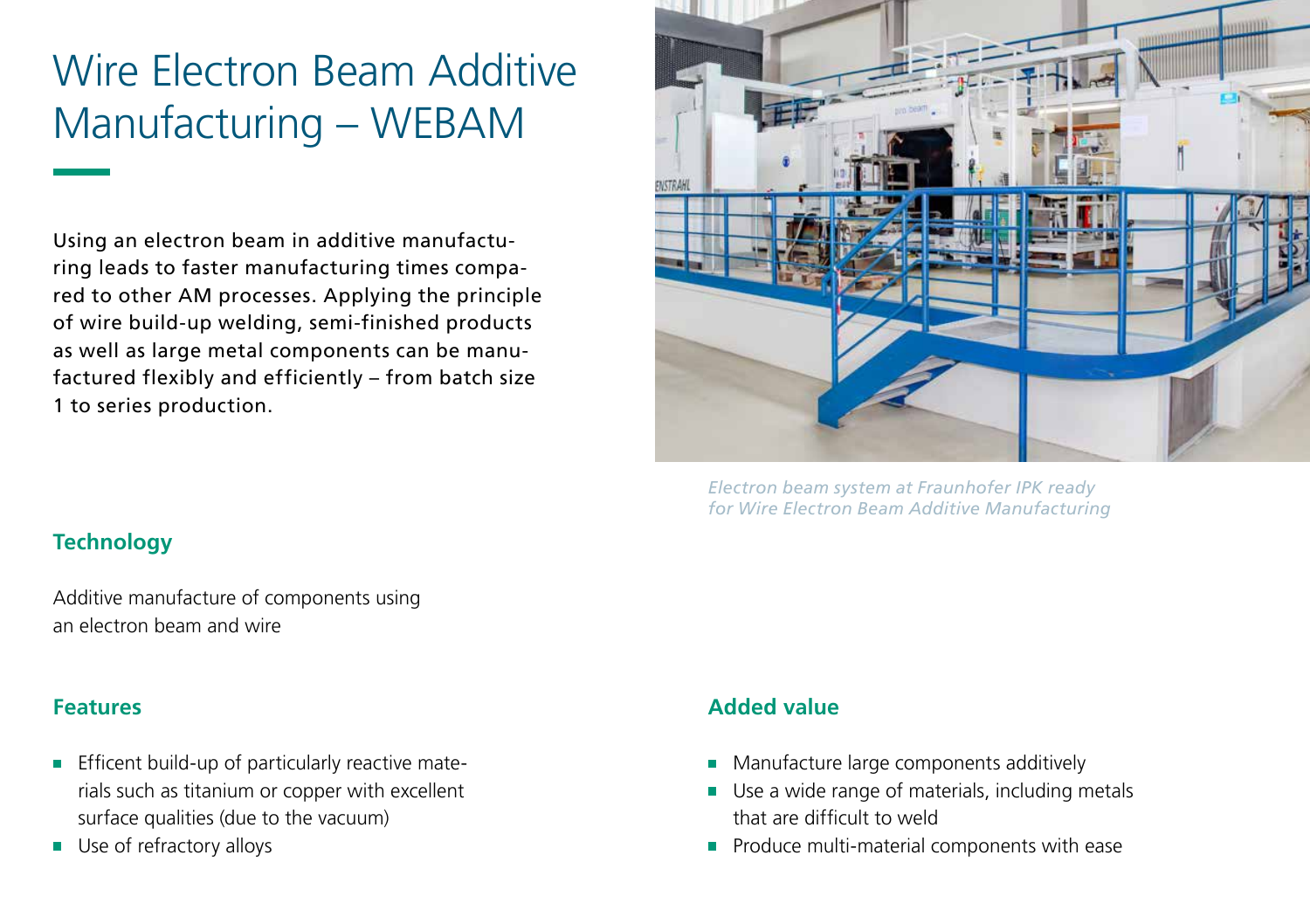# Wire Electron Beam Additive Manufacturing – WEBAM

Using an electron beam in additive manufacturing leads to faster manufacturing times compared to other AM processes. Applying the principle of wire build-up welding, semi-finished products as well as large metal components can be manufactured flexibly and efficiently – from batch size 1 to series production.

*Electron beam system at Fraunhofer IPK ready for Wire Electron Beam Additive Manufacturing*

## Technology

Additive manufacture of components using an electron beam and wire

## Features

- Efficent build-up of particularly reactive materials such as titanium or copper with excellent surface qualities (due to the vacuum)
- Use of refractory alloys

## Added value

- Manufacture large components additively
- Use a wide range of materials, including metals that are difficult to weld
- Produce multi-material components with ease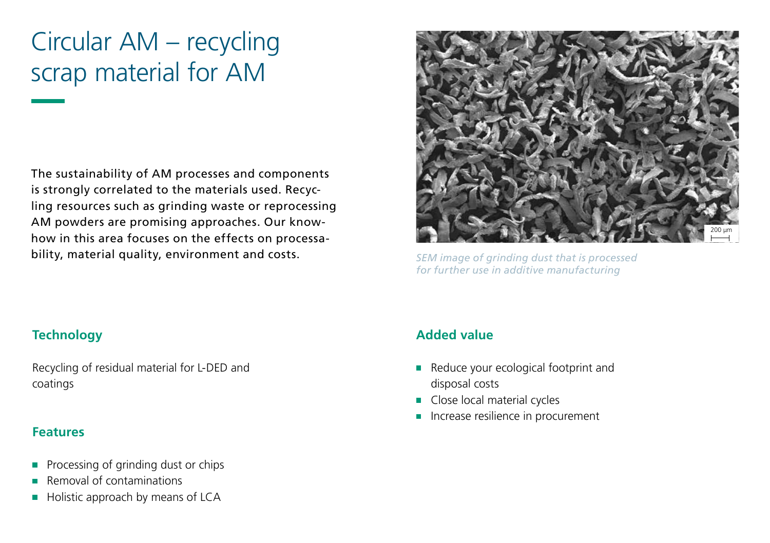# Circular AM – recycling scrap material for AM

The sustainability of AM processes and components is strongly correlated to the materials used. Recycling resources such as grinding waste or reprocessing AM powders are promising approaches. Our know-how in this area focuses on the effects on processability, material quality, environment and costs.

*SEM image of grinding dust that is processed for further use in additive manufacturing*

## Technology

Recycling of residual material for L-DED and coatings

## Features

- Processing of grinding dust or chips
- Removal of contaminations
- Holistic approach by means of LCA

## Added value

- Reduce your ecological footprint and disposal costs
- Close local material cycles
- Increase resilience in procurement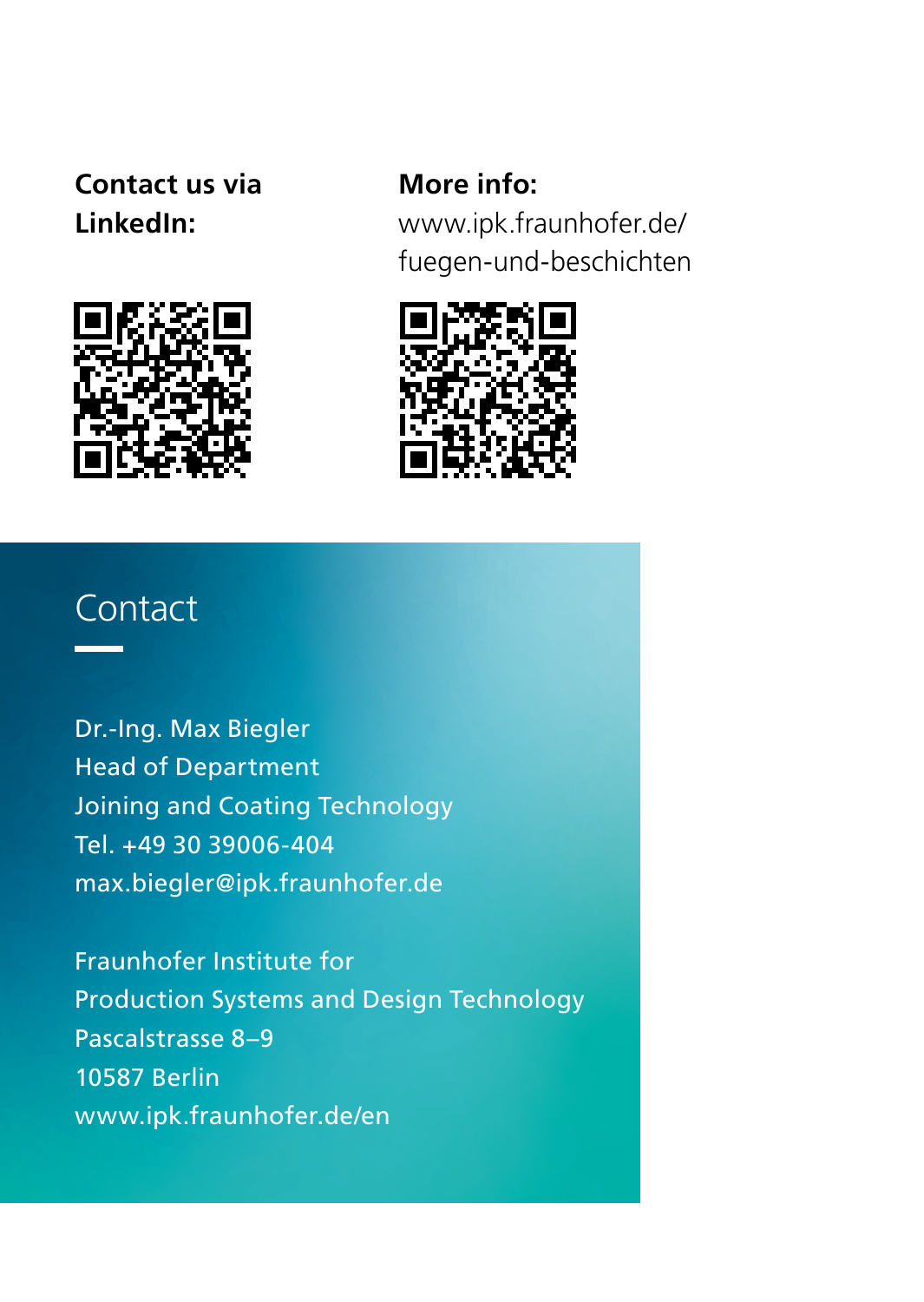**Contact us via LinkedIn:**

**More info:**
www.ipk.fraunhofer.de/fuegen-und-beschichten

## Contact

Dr.-Ing. Max Biegler
Head of Department
Joining and Coating Technology
Tel. +49 30 39006-404
max.biegler@ipk.fraunhofer.de

Fraunhofer Institute for
Production Systems and Design Technology
Pascalstrasse 8–9
10587 Berlin
www.ipk.fraunhofer.de/en